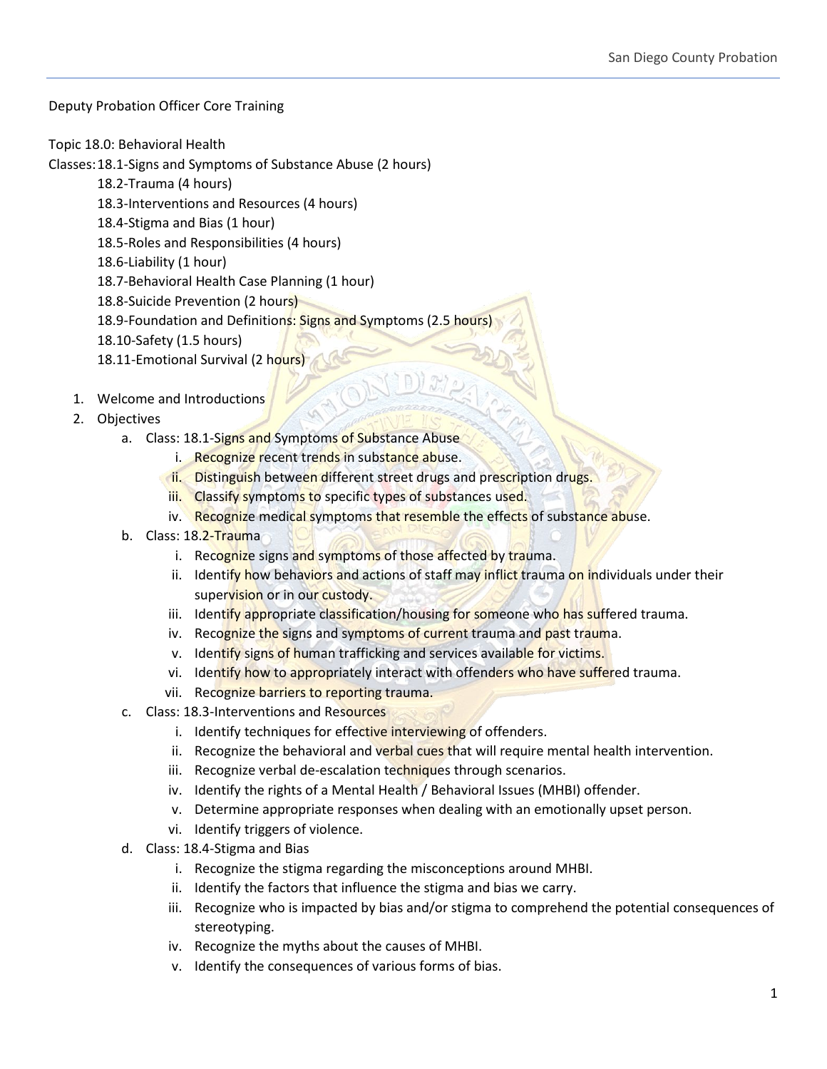Deputy Probation Officer Core Training

Topic 18.0: Behavioral Health

Classes: 18.1-Signs and Symptoms of Substance Abuse (2 hours)
- 18.2-Trauma (4 hours)
- 18.3-Interventions and Resources (4 hours)
- 18.4-Stigma and Bias (1 hour)
- 18.5-Roles and Responsibilities (4 hours)
- 18.6-Liability (1 hour)
- 18.7-Behavioral Health Case Planning (1 hour)
- 18.8-Suicide Prevention (2 hours)
- 18.9-Foundation and Definitions: Signs and Symptoms (2.5 hours)
- 18.10-Safety (1.5 hours)
- 18.11-Emotional Survival (2 hours)

1. Welcome and Introductions
2. Objectives
   a. Class: 18.1-Signs and Symptoms of Substance Abuse
      i. Recognize recent trends in substance abuse.
      ii. Distinguish between different street drugs and prescription drugs.
      iii. Classify symptoms to specific types of substances used.
      iv. Recognize medical symptoms that resemble the effects of substance abuse.
   b. Class: 18.2-Trauma
      i. Recognize signs and symptoms of those affected by trauma.
      ii. Identify how behaviors and actions of staff may inflict trauma on individuals under their supervision or in our custody.
      iii. Identify appropriate classification/housing for someone who has suffered trauma.
      iv. Recognize the signs and symptoms of current trauma and past trauma.
      v. Identify signs of human trafficking and services available for victims.
      vi. Identify how to appropriately interact with offenders who have suffered trauma.
      vii. Recognize barriers to reporting trauma.
   c. Class: 18.3-Interventions and Resources
      i. Identify techniques for effective interviewing of offenders.
      ii. Recognize the behavioral and verbal cues that will require mental health intervention.
      iii. Recognize verbal de-escalation techniques through scenarios.
      iv. Identify the rights of a Mental Health / Behavioral Issues (MHBI) offender.
      v. Determine appropriate responses when dealing with an emotionally upset person.
      vi. Identify triggers of violence.
   d. Class: 18.4-Stigma and Bias
      i. Recognize the stigma regarding the misconceptions around MHBI.
      ii. Identify the factors that influence the stigma and bias we carry.
      iii. Recognize who is impacted by bias and/or stigma to comprehend the potential consequences of stereotyping.
      iv. Recognize the myths about the causes of MHBI.
      v. Identify the consequences of various forms of bias.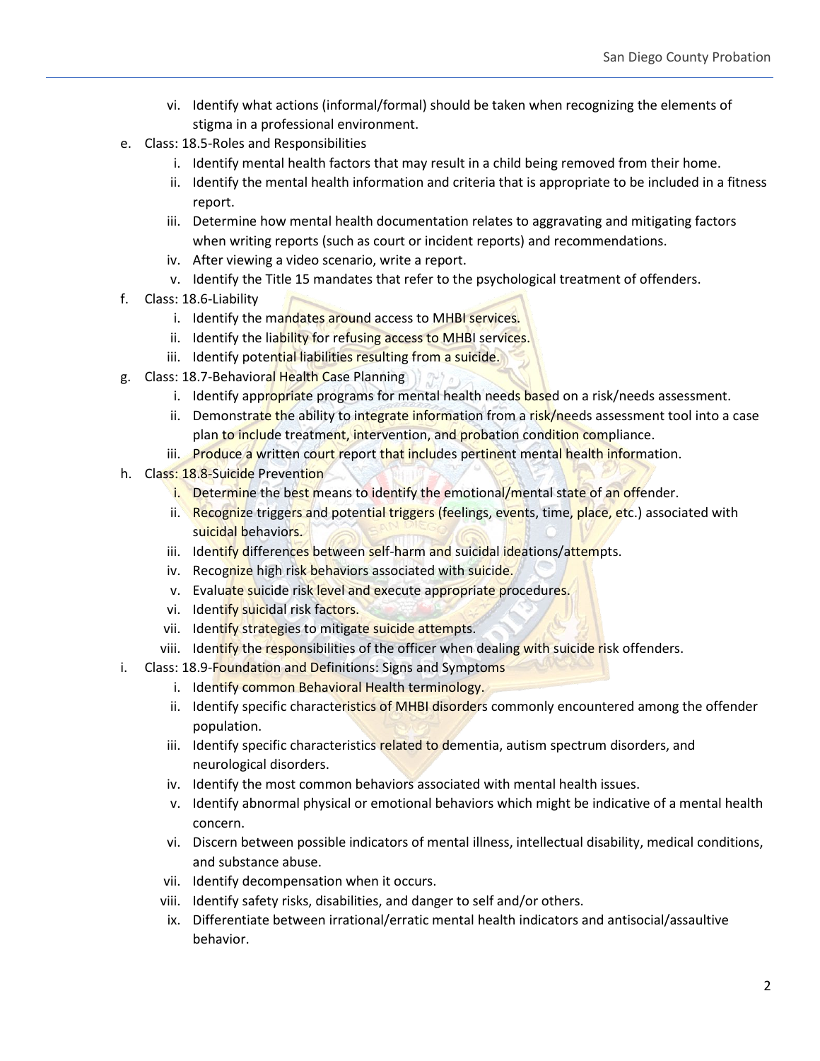- vi. Identify what actions (informal/formal) should be taken when recognizing the elements of stigma in a professional environment.

e. Class: 18.5-Roles and Responsibilities
  - i. Identify mental health factors that may result in a child being removed from their home.
  - ii. Identify the mental health information and criteria that is appropriate to be included in a fitness report.
  - iii. Determine how mental health documentation relates to aggravating and mitigating factors when writing reports (such as court or incident reports) and recommendations.
  - iv. After viewing a video scenario, write a report.
  - v. Identify the Title 15 mandates that refer to the psychological treatment of offenders.

f. Class: 18.6-Liability
  - i. Identify the mandates around access to MHBI services.
  - ii. Identify the liability for refusing access to MHBI services.
  - iii. Identify potential liabilities resulting from a suicide.

g. Class: 18.7-Behavioral Health Case Planning
  - i. Identify appropriate programs for mental health needs based on a risk/needs assessment.
  - ii. Demonstrate the ability to integrate information from a risk/needs assessment tool into a case plan to include treatment, intervention, and probation condition compliance.
  - iii. Produce a written court report that includes pertinent mental health information.

h. Class: 18.8-Suicide Prevention
  - i. Determine the best means to identify the emotional/mental state of an offender.
  - ii. Recognize triggers and potential triggers (feelings, events, time, place, etc.) associated with suicidal behaviors.
  - iii. Identify differences between self-harm and suicidal ideations/attempts.
  - iv. Recognize high risk behaviors associated with suicide.
  - v. Evaluate suicide risk level and execute appropriate procedures.
  - vi. Identify suicidal risk factors.
  - vii. Identify strategies to mitigate suicide attempts.
  - viii. Identify the responsibilities of the officer when dealing with suicide risk offenders.

i. Class: 18.9-Foundation and Definitions: Signs and Symptoms
  - i. Identify common Behavioral Health terminology.
  - ii. Identify specific characteristics of MHBI disorders commonly encountered among the offender population.
  - iii. Identify specific characteristics related to dementia, autism spectrum disorders, and neurological disorders.
  - iv. Identify the most common behaviors associated with mental health issues.
  - v. Identify abnormal physical or emotional behaviors which might be indicative of a mental health concern.
  - vi. Discern between possible indicators of mental illness, intellectual disability, medical conditions, and substance abuse.
  - vii. Identify decompensation when it occurs.
  - viii. Identify safety risks, disabilities, and danger to self and/or others.
  - ix. Differentiate between irrational/erratic mental health indicators and antisocial/assaultive behavior.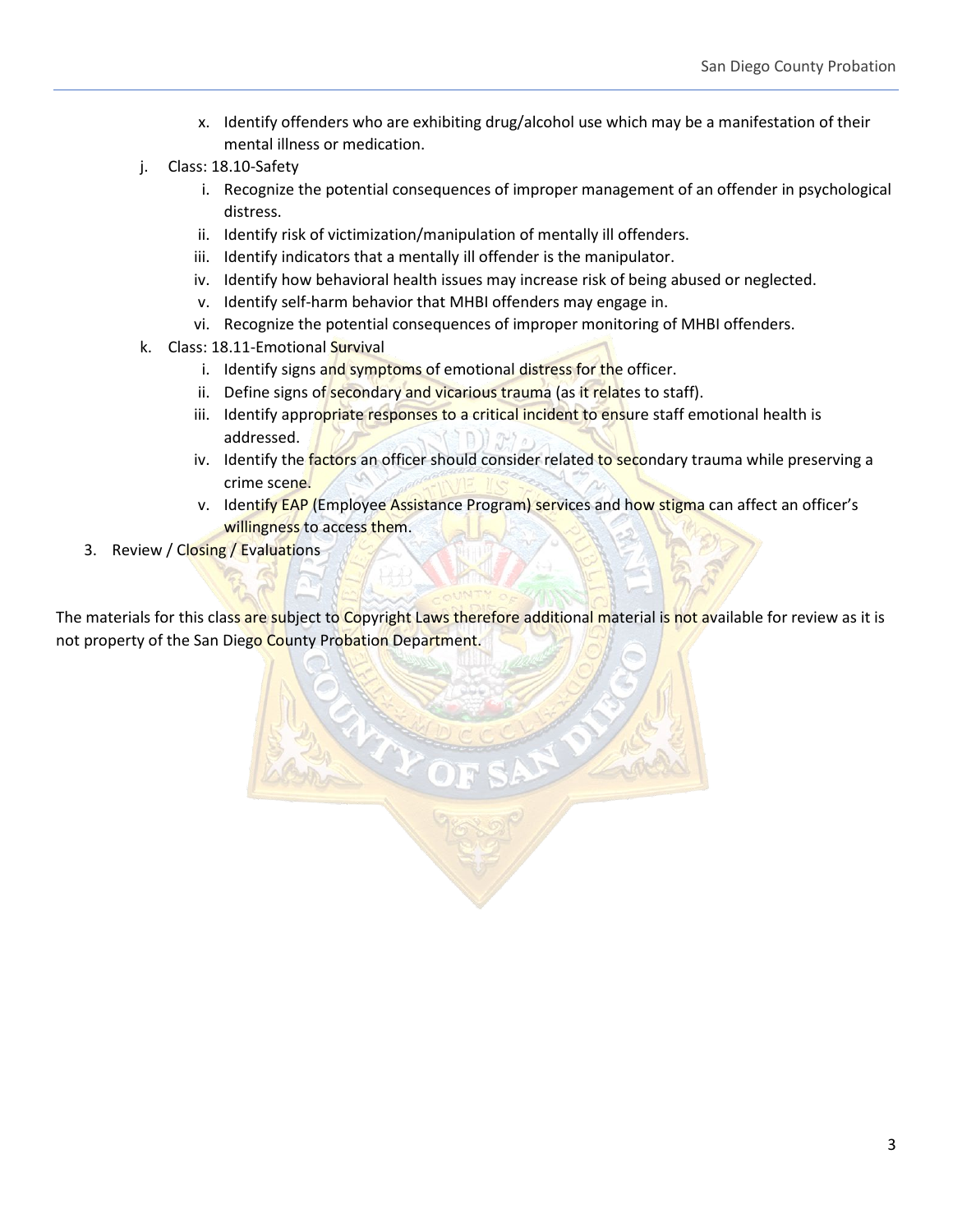x. Identify offenders who are exhibiting drug/alcohol use which may be a manifestation of their mental illness or medication.

j. Class: 18.10-Safety
   i. Recognize the potential consequences of improper management of an offender in psychological distress.
   ii. Identify risk of victimization/manipulation of mentally ill offenders.
   iii. Identify indicators that a mentally ill offender is the manipulator.
   iv. Identify how behavioral health issues may increase risk of being abused or neglected.
   v. Identify self-harm behavior that MHBI offenders may engage in.
   vi. Recognize the potential consequences of improper monitoring of MHBI offenders.

k. Class: 18.11-Emotional Survival
   i. Identify signs and symptoms of emotional distress for the officer.
   ii. Define signs of secondary and vicarious trauma (as it relates to staff).
   iii. Identify appropriate responses to a critical incident to ensure staff emotional health is addressed.
   iv. Identify the factors an officer should consider related to secondary trauma while preserving a crime scene.
   v. Identify EAP (Employee Assistance Program) services and how stigma can affect an officer's willingness to access them.

3. Review / Closing / Evaluations

The materials for this class are subject to Copyright Laws therefore additional material is not available for review as it is not property of the San Diego County Probation Department.